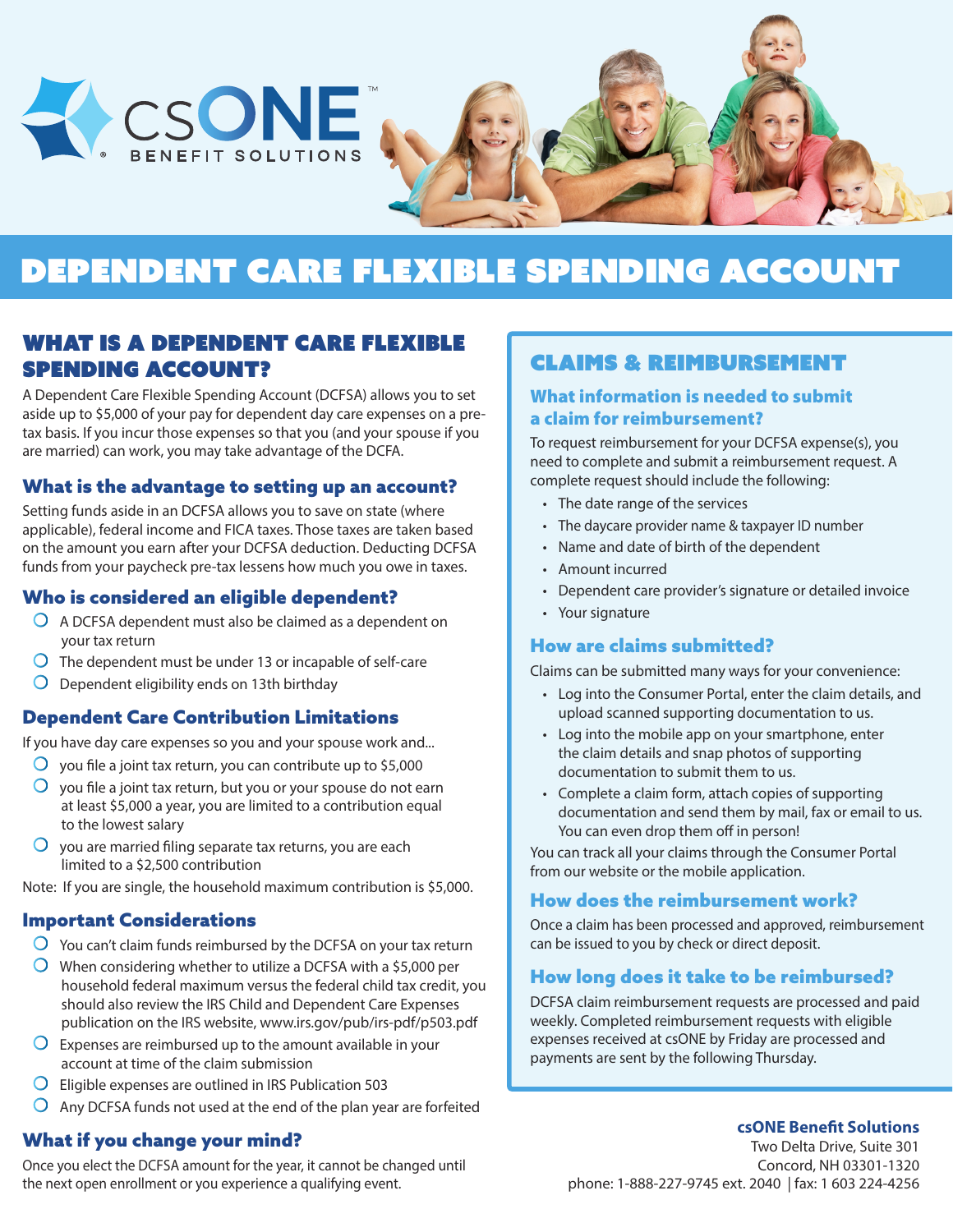csONE™ BENEFIT SOLUTIONS

# DEPENDENT CARE FLEXIBLE SPENDING ACCOUNT

## WHAT IS A DEPENDENT CARE FLEXIBLE SPENDING ACCOUNT?

A Dependent Care Flexible Spending Account (DCFSA) allows you to set aside up to $5,000 of your pay for dependent day care expenses on a pre-tax basis. If you incur those expenses so that you (and your spouse if you are married) can work, you may take advantage of the DCFA.

### What is the advantage to setting up an account?

Setting funds aside in an DCFSA allows you to save on state (where applicable), federal income and FICA taxes. Those taxes are taken based on the amount you earn after your DCFSA deduction. Deducting DCFSA funds from your paycheck pre-tax lessens how much you owe in taxes.

### Who is considered an eligible dependent?

- A DCFSA dependent must also be claimed as a dependent on your tax return
- The dependent must be under 13 or incapable of self-care
- Dependent eligibility ends on 13th birthday

### Dependent Care Contribution Limitations

If you have day care expenses so you and your spouse work and...

- you file a joint tax return, you can contribute up to $5,000
- you file a joint tax return, but you or your spouse do not earn at least $5,000 a year, you are limited to a contribution equal to the lowest salary
- you are married filing separate tax returns, you are each limited to a $2,500 contribution

Note: If you are single, the household maximum contribution is $5,000.

### Important Considerations

- You can't claim funds reimbursed by the DCFSA on your tax return
- When considering whether to utilize a DCFSA with a $5,000 per household federal maximum versus the federal child tax credit, you should also review the IRS Child and Dependent Care Expenses publication on the IRS website, www.irs.gov/pub/irs-pdf/p503.pdf
- Expenses are reimbursed up to the amount available in your account at time of the claim submission
- Eligible expenses are outlined in IRS Publication 503
- Any DCFSA funds not used at the end of the plan year are forfeited

### What if you change your mind?

Once you elect the DCFSA amount for the year, it cannot be changed until the next open enrollment or you experience a qualifying event.

## CLAIMS & REIMBURSEMENT

### What information is needed to submit a claim for reimbursement?

To request reimbursement for your DCFSA expense(s), you need to complete and submit a reimbursement request. A complete request should include the following:

- The date range of the services
- The daycare provider name & taxpayer ID number
- Name and date of birth of the dependent
- Amount incurred
- Dependent care provider's signature or detailed invoice
- Your signature

### How are claims submitted?

Claims can be submitted many ways for your convenience:

- Log into the Consumer Portal, enter the claim details, and upload scanned supporting documentation to us.
- Log into the mobile app on your smartphone, enter the claim details and snap photos of supporting documentation to submit them to us.
- Complete a claim form, attach copies of supporting documentation and send them by mail, fax or email to us. You can even drop them off in person!

You can track all your claims through the Consumer Portal from our website or the mobile application.

### How does the reimbursement work?

Once a claim has been processed and approved, reimbursement can be issued to you by check or direct deposit.

### How long does it take to be reimbursed?

DCFSA claim reimbursement requests are processed and paid weekly. Completed reimbursement requests with eligible expenses received at csONE by Friday are processed and payments are sent by the following Thursday.

**csONE Benefit Solutions**
Two Delta Drive, Suite 301
Concord, NH 03301-1320
phone: 1-888-227-9745 ext. 2040 | fax: 1 603 224-4256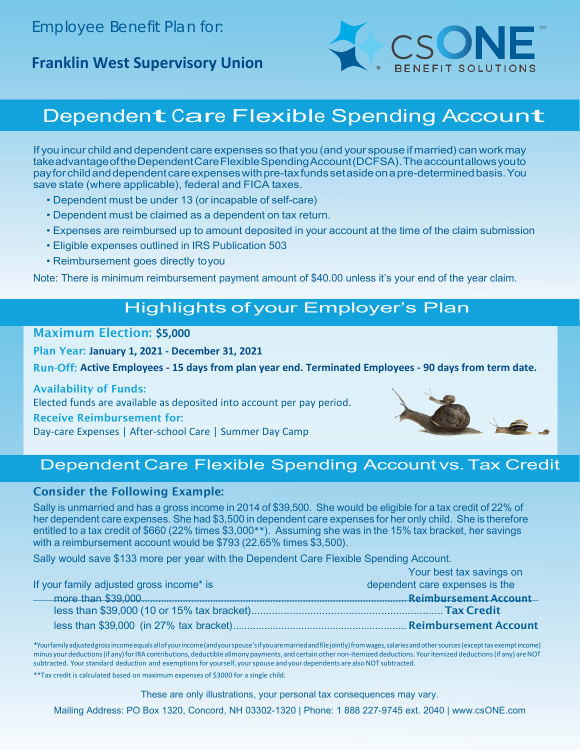Employee Benefit Plan for:

**Franklin West Supervisory Union**

CSONE™ BENEFIT SOLUTIONS

# Dependent Care Flexible Spending Account

If you incur child and dependent care expenses so that you (and your spouse if married) can work may take advantage of the Dependent Care Flexible Spending Account (DCFSA). The account allows you to pay for child and dependent care expenses with pre-tax funds set aside on a pre-determined basis. You save state (where applicable), federal and FICA taxes.

- Dependent must be under 13 (or incapable of self-care)
- Dependent must be claimed as a dependent on tax return.
- Expenses are reimbursed up to amount deposited in your account at the time of the claim submission
- Eligible expenses outlined in IRS Publication 503
- Reimbursement goes directly to you

Note: There is minimum reimbursement payment amount of $40.00 unless it's your end of the year claim.

## Highlights of your Employer's Plan

**Maximum Election: $5,000**

**Plan Year: January 1, 2021 - December 31, 2021**

**Run-Off: Active Employees - 15 days from plan year end. Terminated Employees - 90 days from term date.**

**Availability of Funds:**

Elected funds are available as deposited into account per pay period.

**Receive Reimbursement for:**

Day-care Expenses | After-school Care | Summer Day Camp

## Dependent Care Flexible Spending Account vs. Tax Credit

### Consider the Following Example:

Sally is unmarried and has a gross income in 2014 of $39,500. She would be eligible for a tax credit of 22% of her dependent care expenses. She had $3,500 in dependent care expenses for her only child. She is therefore entitled to a tax credit of $660 (22% times $3,000**). Assuming she was in the 15% tax bracket, her savings with a reimbursement account would be $793 (22.65% times $3,500).

Sally would save $133 more per year with the Dependent Care Flexible Spending Account.

| If your family adjusted gross income* is | Your best tax savings on dependent care expenses is the |
|---|---|
| more than $39,000 | **Reimbursement Account** |
| less than $39,000 (10 or 15% tax bracket) | **Tax Credit** |
| less than $39,000 (in 27% tax bracket) | **Reimbursement Account** |

*Your family adjusted gross income equals all of your income (and your spouse's if you are married and file jointly) from wages, salaries and other sources (except tax exempt income) minus your deductions (if any) for IRA contributions, deductible alimony payments, and certain other non-itemized deductions. Your itemized deductions (if any) are NOT subtracted. Your standard deduction and exemptions for yourself, your spouse and your dependents are also NOT subtracted.

**Tax credit is calculated based on maximum expenses of $3000 for a single child.

These are only illustrations, your personal tax consequences may vary.

Mailing Address: PO Box 1320, Concord, NH 03302-1320 | Phone: 1 888 227-9745 ext. 2040 | www.csONE.com